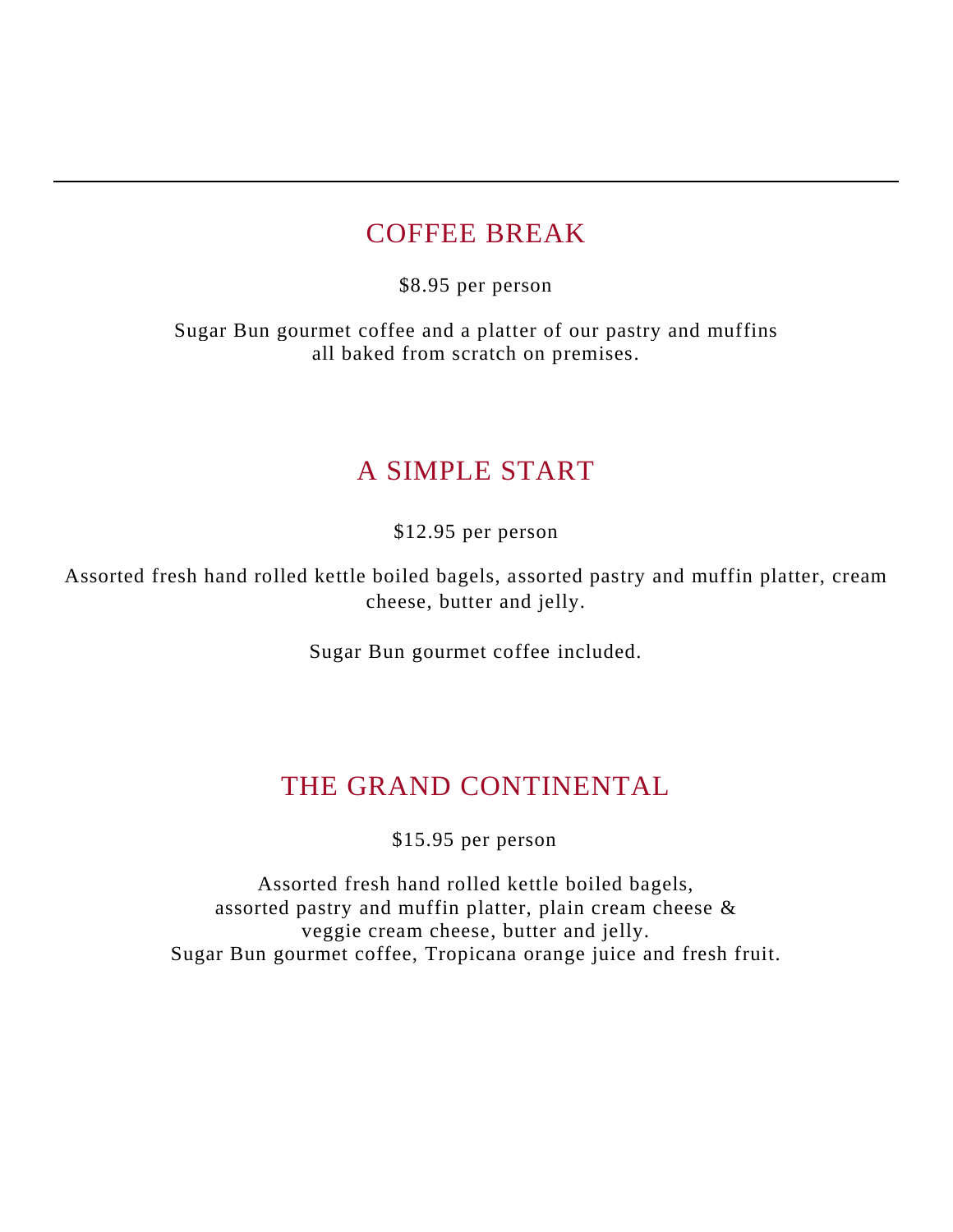---

## COFFEE BREAK

$8.95 per person

Sugar Bun gourmet coffee and a platter of our pastry and muffins all baked from scratch on premises.

## A SIMPLE START

$12.95 per person

Assorted fresh hand rolled kettle boiled bagels, assorted pastry and muffin platter, cream cheese, butter and jelly.

Sugar Bun gourmet coffee included.

## THE GRAND CONTINENTAL

$15.95 per person

Assorted fresh hand rolled kettle boiled bagels,
assorted pastry and muffin platter, plain cream cheese &
veggie cream cheese, butter and jelly.
Sugar Bun gourmet coffee, Tropicana orange juice and fresh fruit.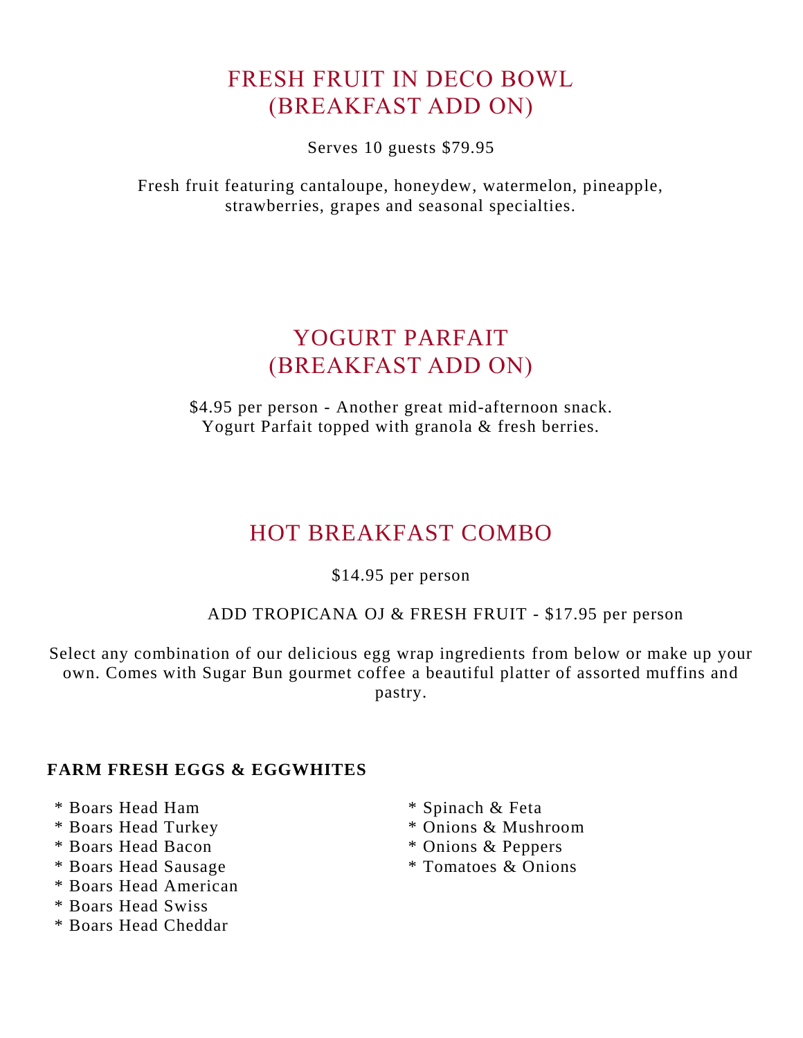## FRESH FRUIT IN DECO BOWL
## (BREAKFAST ADD ON)

Serves 10 guests $79.95

Fresh fruit featuring cantaloupe, honeydew, watermelon, pineapple, strawberries, grapes and seasonal specialties.

## YOGURT PARFAIT
## (BREAKFAST ADD ON)

$4.95 per person - Another great mid-afternoon snack.
Yogurt Parfait topped with granola & fresh berries.

## HOT BREAKFAST COMBO

$14.95 per person

ADD TROPICANA OJ & FRESH FRUIT - $17.95 per person

Select any combination of our delicious egg wrap ingredients from below or make up your own. Comes with Sugar Bun gourmet coffee a beautiful platter of assorted muffins and pastry.

**FARM FRESH EGGS & EGGWHITES**

* Boars Head Ham
* Boars Head Turkey
* Boars Head Bacon
* Boars Head Sausage
* Boars Head American
* Boars Head Swiss
* Boars Head Cheddar
* Spinach & Feta
* Onions & Mushroom
* Onions & Peppers
* Tomatoes & Onions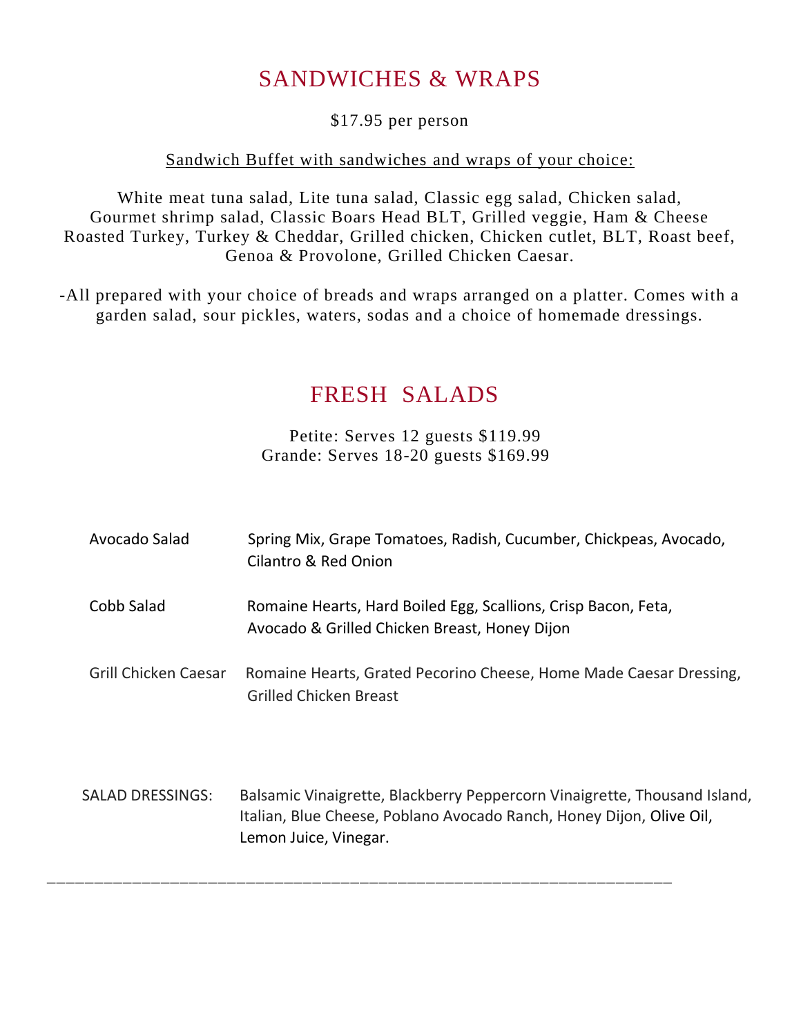# SANDWICHES & WRAPS

$17.95 per person

Sandwich Buffet with sandwiches and wraps of your choice:

White meat tuna salad, Lite tuna salad, Classic egg salad, Chicken salad, Gourmet shrimp salad, Classic Boars Head BLT, Grilled veggie, Ham & Cheese Roasted Turkey, Turkey & Cheddar, Grilled chicken, Chicken cutlet, BLT, Roast beef, Genoa & Provolone, Grilled Chicken Caesar.

-All prepared with your choice of breads and wraps arranged on a platter. Comes with a garden salad, sour pickles, waters, sodas and a choice of homemade dressings.

# FRESH SALADS

Petite: Serves 12 guests $119.99
Grande: Serves 18-20 guests $169.99

| | |
|---|---|
| Avocado Salad | Spring Mix, Grape Tomatoes, Radish, Cucumber, Chickpeas, Avocado, Cilantro & Red Onion |
| Cobb Salad | Romaine Hearts, Hard Boiled Egg, Scallions, Crisp Bacon, Feta, Avocado & Grilled Chicken Breast, Honey Dijon |
| Grill Chicken Caesar | Romaine Hearts, Grated Pecorino Cheese, Home Made Caesar Dressing, Grilled Chicken Breast |

SALAD DRESSINGS: Balsamic Vinaigrette, Blackberry Peppercorn Vinaigrette, Thousand Island, Italian, Blue Cheese, Poblano Avocado Ranch, Honey Dijon, Olive Oil, Lemon Juice, Vinegar.

---